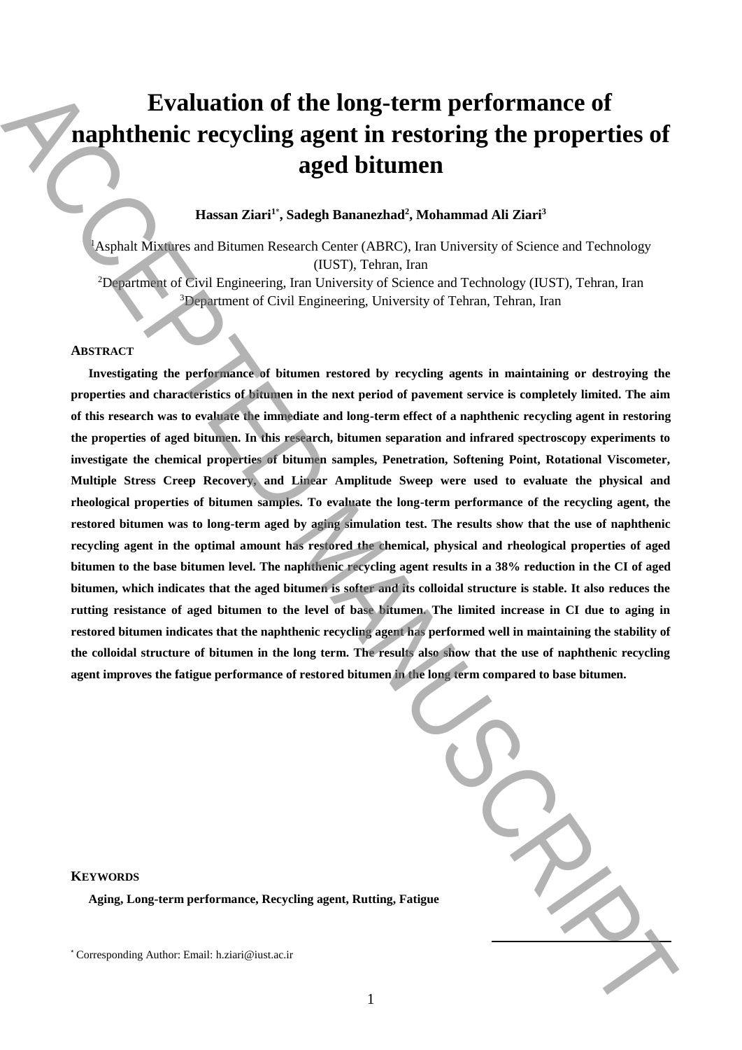# Evaluation of the long-term performance of naphthenic recycling agent in restoring the properties of aged bitumen

**Hassan Ziari[1*], Sadegh Bananezhad[2], Mohammad Ali Ziari[3]**

[1]Asphalt Mixtures and Bitumen Research Center (ABRC), Iran University of Science and Technology (IUST), Tehran, Iran

[2]Department of Civil Engineering, Iran University of Science and Technology (IUST), Tehran, Iran

[3]Department of Civil Engineering, University of Tehran, Tehran, Iran

## ABSTRACT

**Investigating the performance of bitumen restored by recycling agents in maintaining or destroying the properties and characteristics of bitumen in the next period of pavement service is completely limited. The aim of this research was to evaluate the immediate and long-term effect of a naphthenic recycling agent in restoring the properties of aged bitumen. In this research, bitumen separation and infrared spectroscopy experiments to investigate the chemical properties of bitumen samples, Penetration, Softening Point, Rotational Viscometer, Multiple Stress Creep Recovery, and Linear Amplitude Sweep were used to evaluate the physical and rheological properties of bitumen samples. To evaluate the long-term performance of the recycling agent, the restored bitumen was to long-term aged by aging simulation test. The results show that the use of naphthenic recycling agent in the optimal amount has restored the chemical, physical and rheological properties of aged bitumen to the base bitumen level. The naphthenic recycling agent results in a 38% reduction in the CI of aged bitumen, which indicates that the aged bitumen is softer and its colloidal structure is stable. It also reduces the rutting resistance of aged bitumen to the level of base bitumen. The limited increase in CI due to aging in restored bitumen indicates that the naphthenic recycling agent has performed well in maintaining the stability of the colloidal structure of bitumen in the long term. The results also show that the use of naphthenic recycling agent improves the fatigue performance of restored bitumen in the long term compared to base bitumen.**

## KEYWORDS

**Aging, Long-term performance, Recycling agent, Rutting, Fatigue**

[*] Corresponding Author: Email: h.ziari@iust.ac.ir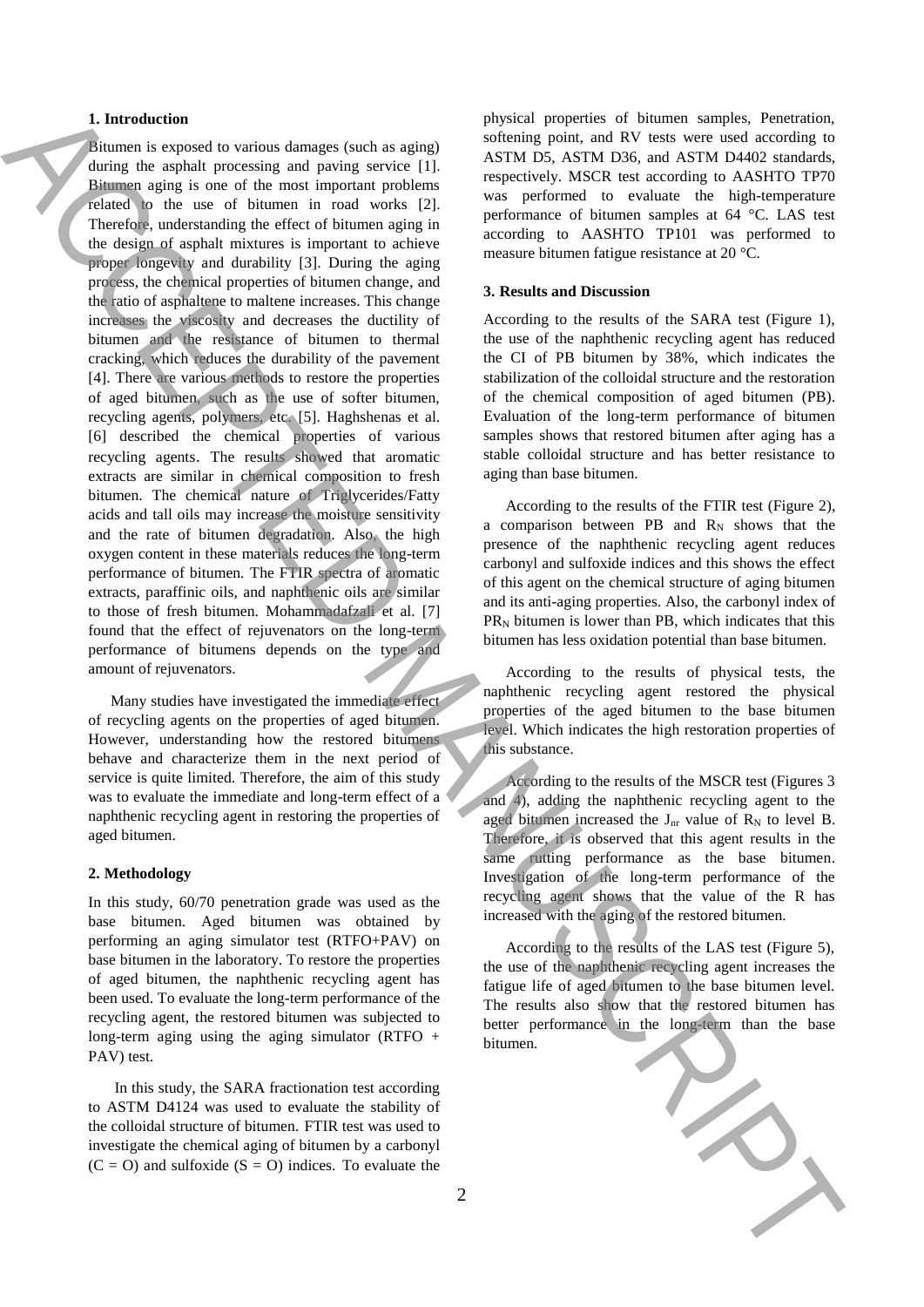## 1. Introduction

Bitumen is exposed to various damages (such as aging) during the asphalt processing and paving service [1]. Bitumen aging is one of the most important problems related to the use of bitumen in road works [2]. Therefore, understanding the effect of bitumen aging in the design of asphalt mixtures is important to achieve proper longevity and durability [3]. During the aging process, the chemical properties of bitumen change, and the ratio of asphaltene to maltene increases. This change increases the viscosity and decreases the ductility of bitumen and the resistance of bitumen to thermal cracking, which reduces the durability of the pavement [4]. There are various methods to restore the properties of aged bitumen, such as the use of softer bitumen, recycling agents, polymers, etc. [5]. Haghshenas et al. [6] described the chemical properties of various recycling agents. The results showed that aromatic extracts are similar in chemical composition to fresh bitumen. The chemical nature of Triglycerides/Fatty acids and tall oils may increase the moisture sensitivity and the rate of bitumen degradation. Also, the high oxygen content in these materials reduces the long-term performance of bitumen. The FTIR spectra of aromatic extracts, paraffinic oils, and naphthenic oils are similar to those of fresh bitumen. Mohammadafzali et al. [7] found that the effect of rejuvenators on the long-term performance of bitumens depends on the type and amount of rejuvenators.

Many studies have investigated the immediate effect of recycling agents on the properties of aged bitumen. However, understanding how the restored bitumens behave and characterize them in the next period of service is quite limited. Therefore, the aim of this study was to evaluate the immediate and long-term effect of a naphthenic recycling agent in restoring the properties of aged bitumen.

## 2. Methodology

In this study, 60/70 penetration grade was used as the base bitumen. Aged bitumen was obtained by performing an aging simulator test (RTFO+PAV) on base bitumen in the laboratory. To restore the properties of aged bitumen, the naphthenic recycling agent has been used. To evaluate the long-term performance of the recycling agent, the restored bitumen was subjected to long-term aging using the aging simulator (RTFO + PAV) test.

In this study, the SARA fractionation test according to ASTM D4124 was used to evaluate the stability of the colloidal structure of bitumen. FTIR test was used to investigate the chemical aging of bitumen by a carbonyl (C = O) and sulfoxide (S = O) indices. To evaluate the physical properties of bitumen samples, Penetration, softening point, and RV tests were used according to ASTM D5, ASTM D36, and ASTM D4402 standards, respectively. MSCR test according to AASHTO TP70 was performed to evaluate the high-temperature performance of bitumen samples at 64 °C. LAS test according to AASHTO TP101 was performed to measure bitumen fatigue resistance at 20 °C.

## 3. Results and Discussion

According to the results of the SARA test (Figure 1), the use of the naphthenic recycling agent has reduced the CI of PB bitumen by 38%, which indicates the stabilization of the colloidal structure and the restoration of the chemical composition of aged bitumen (PB). Evaluation of the long-term performance of bitumen samples shows that restored bitumen after aging has a stable colloidal structure and has better resistance to aging than base bitumen.

According to the results of the FTIR test (Figure 2), a comparison between PB and $R_N$ shows that the presence of the naphthenic recycling agent reduces carbonyl and sulfoxide indices and this shows the effect of this agent on the chemical structure of aging bitumen and its anti-aging properties. Also, the carbonyl index of $PR_N$ bitumen is lower than PB, which indicates that this bitumen has less oxidation potential than base bitumen.

According to the results of physical tests, the naphthenic recycling agent restored the physical properties of the aged bitumen to the base bitumen level. Which indicates the high restoration properties of this substance.

According to the results of the MSCR test (Figures 3 and 4), adding the naphthenic recycling agent to the aged bitumen increased the $J_{nr}$ value of $R_N$ to level B. Therefore, it is observed that this agent results in the same rutting performance as the base bitumen. Investigation of the long-term performance of the recycling agent shows that the value of the R has increased with the aging of the restored bitumen.

According to the results of the LAS test (Figure 5), the use of the naphthenic recycling agent increases the fatigue life of aged bitumen to the base bitumen level. The results also show that the restored bitumen has better performance in the long-term than the base bitumen.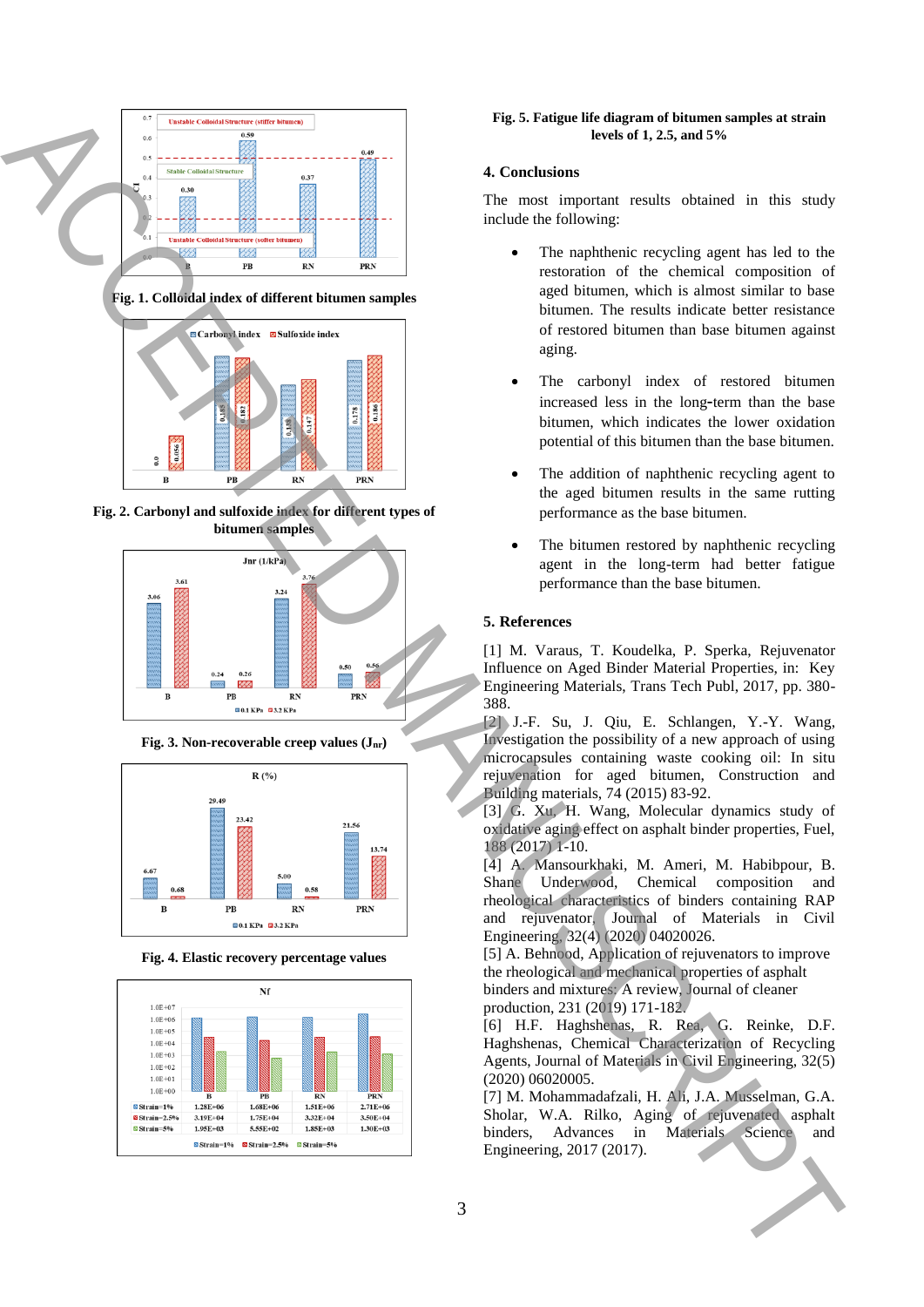Unstable Colloidal Structure (stiffer bitumen)

Stable Colloidal Structure

Unstable Colloidal Structure (softer bitumen)

CI

0.7
0.6
0.5
0.4
0.3
0.2
0.1
0.0

0.30
0.59
0.37
0.49

B PB RN PRN

**Fig. 1. Colloidal index of different bitumen samples**

Carbonyl index   Sulfoxide index

0.0   0.056   0.185   0.187   0.138   0.147   0.178   0.186

B PB RN PRN

**Fig. 2. Carbonyl and sulfoxide index for different types of bitumen samples**

Jnr (1/kPa)

3.06   3.61   0.24   0.26   3.24   3.76   0.50   0.56

B PB RN PRN

0.1 KPa   3.2 KPa

**Fig. 3. Non-recoverable creep values ($J_{nr}$)**

R (%)

6.67   0.68   29.49   23.42   5.00   0.58   21.56   13.74

B PB RN PRN

0.1 KPa   3.2 KPa

**Fig. 4. Elastic recovery percentage values**

Nf

1.0E+07
1.0E+06
1.0E+05
1.0E+04
1.0E+03
1.0E+02
1.0E+01
1.0E+00

B PB RN PRN

Strain=1%   1.28E+06   1.68E+06   1.51E+06   2.71E+06

Strain=2.5%   3.19E+04   1.75E+04   3.32E+04   3.50E+04

Strain=5%   1.95E+03   5.55E+02   1.85E+03   1.30E+03

Strain=1%   Strain=2.5%   Strain=5%

**Fig. 5. Fatigue life diagram of bitumen samples at strain levels of 1, 2.5, and 5%**

## 4. Conclusions

The most important results obtained in this study include the following:

- The naphthenic recycling agent has led to the restoration of the chemical composition of aged bitumen, which is almost similar to base bitumen. The results indicate better resistance of restored bitumen than base bitumen against aging.
- The carbonyl index of restored bitumen increased less in the long-term than the base bitumen, which indicates the lower oxidation potential of this bitumen than the base bitumen.
- The addition of naphthenic recycling agent to the aged bitumen results in the same rutting performance as the base bitumen.
- The bitumen restored by naphthenic recycling agent in the long-term had better fatigue performance than the base bitumen.

## 5. References

[1] M. Varaus, T. Koudelka, P. Sperka, Rejuvenator Influence on Aged Binder Material Properties, in: Key Engineering Materials, Trans Tech Publ, 2017, pp. 380-388.

[2] J.-F. Su, J. Qiu, E. Schlangen, Y.-Y. Wang, Investigation the possibility of a new approach of using microcapsules containing waste cooking oil: In situ rejuvenation for aged bitumen, Construction and Building materials, 74 (2015) 83-92.

[3] G. Xu, H. Wang, Molecular dynamics study of oxidative aging effect on asphalt binder properties, Fuel, 188 (2017) 1-10.

[4] A. Mansourkhaki, M. Ameri, M. Habibpour, B. Shane Underwood, Chemical composition and rheological characteristics of binders containing RAP and rejuvenator, Journal of Materials in Civil Engineering, 32(4) (2020) 04020026.

[5] A. Behnood, Application of rejuvenators to improve the rheological and mechanical properties of asphalt binders and mixtures: A review, Journal of cleaner production, 231 (2019) 171-182.

[6] H.F. Haghshenas, R. Rea, G. Reinke, D.F. Haghshenas, Chemical Characterization of Recycling Agents, Journal of Materials in Civil Engineering, 32(5) (2020) 06020005.

[7] M. Mohammadafzali, H. Ali, J.A. Musselman, G.A. Sholar, W.A. Rilko, Aging of rejuvenated asphalt binders, Advances in Materials Science and Engineering, 2017 (2017).